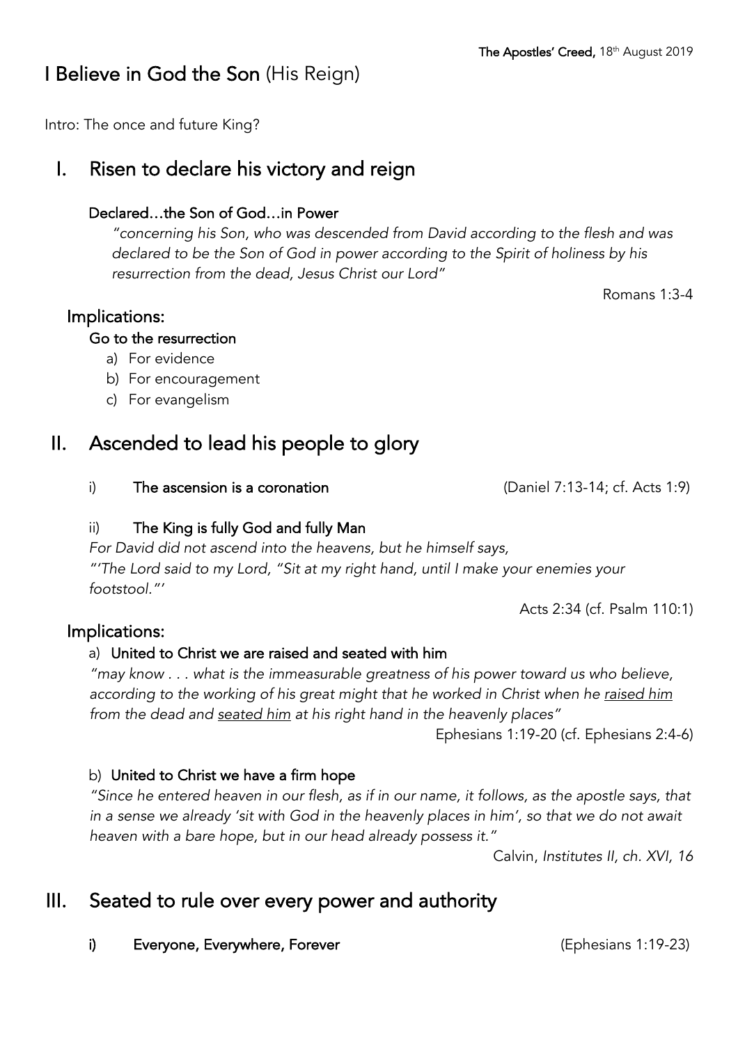**The Apostles' Creed,** 18th August 2019

# I Believe in God the Son (His Reign)

Intro: The once and future King?

## I. Risen to declare his victory and reign

### Declared…the Son of God…in Power

*"concerning his Son, who was descended from David according to the flesh and was declared to be the Son of God in power according to the Spirit of holiness by his resurrection from the dead, Jesus Christ our Lord"*

Romans 1:3-4

### Implications:

**Go to the resurrection**

a) For evidence
b) For encouragement
c) For evangelism

## II. Ascended to lead his people to glory

i) **The ascension is a coronation** (Daniel 7:13-14; cf. Acts 1:9)

ii) **The King is fully God and fully Man**

*For David did not ascend into the heavens, but he himself says,*
*"'The Lord said to my Lord, "Sit at my right hand, until I make your enemies your footstool."'*

Acts 2:34 (cf. Psalm 110:1)

### Implications:

a) **United to Christ we are raised and seated with him**

*"may know . . . what is the immeasurable greatness of his power toward us who believe, according to the working of his great might that he worked in Christ when he <u>raised him</u> from the dead and <u>seated him</u> at his right hand in the heavenly places"*

Ephesians 1:19-20 (cf. Ephesians 2:4-6)

b) **United to Christ we have a firm hope**

*"Since he entered heaven in our flesh, as if in our name, it follows, as the apostle says, that in a sense we already 'sit with God in the heavenly places in him', so that we do not await heaven with a bare hope, but in our head already possess it."*

Calvin, *Institutes II, ch. XVI, 16*

## III. Seated to rule over every power and authority

**i) Everyone, Everywhere, Forever** (Ephesians 1:19-23)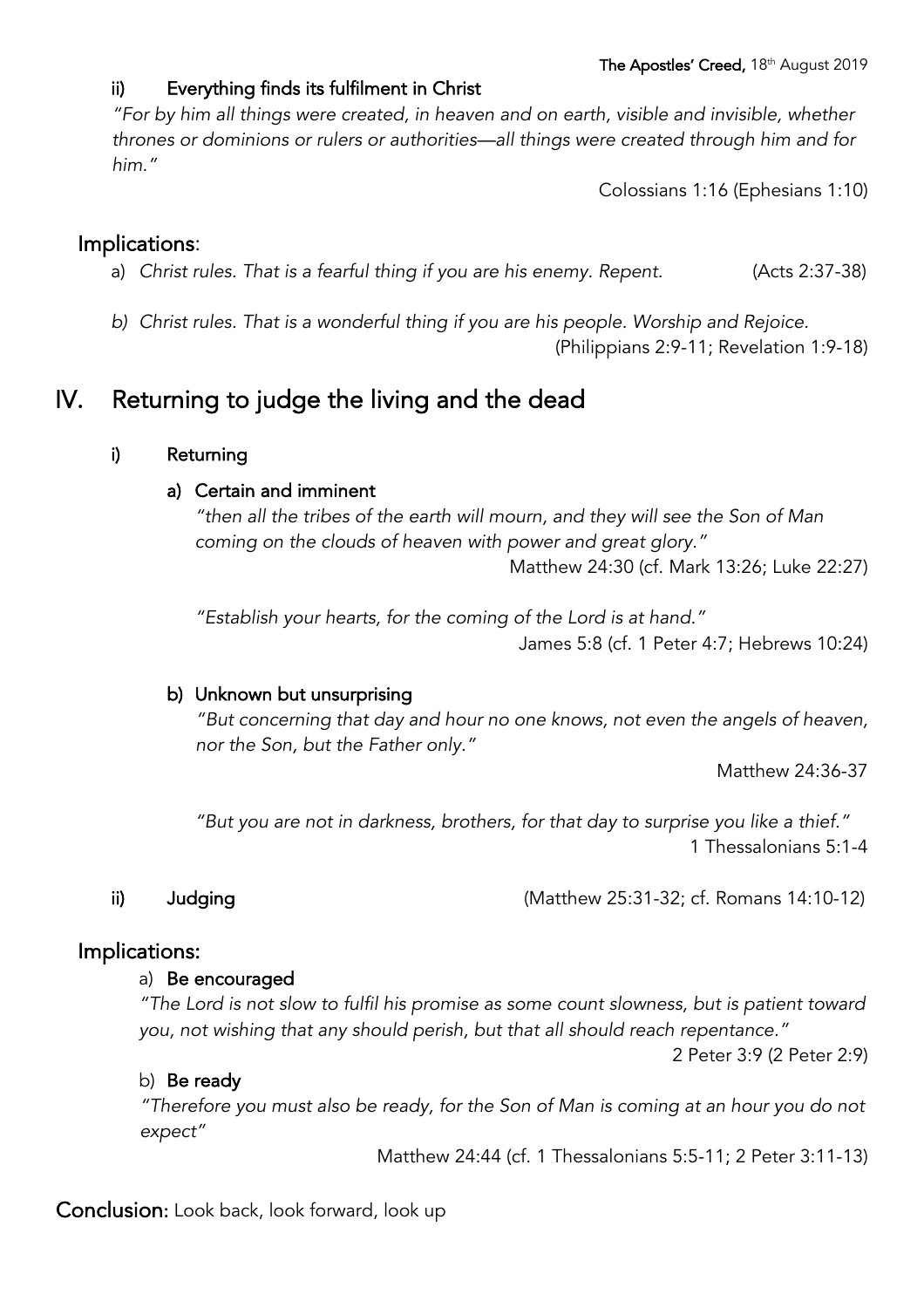#### ii) Everything finds its fulfilment in Christ

*"For by him all things were created, in heaven and on earth, visible and invisible, whether thrones or dominions or rulers or authorities—all things were created through him and for him."*

Colossians 1:16 (Ephesians 1:10)

### Implications:

a) *Christ rules. That is a fearful thing if you are his enemy. Repent.* (Acts 2:37-38)

b) *Christ rules. That is a wonderful thing if you are his people. Worship and Rejoice.* (Philippians 2:9-11; Revelation 1:9-18)

## IV. Returning to judge the living and the dead

#### i) Returning

##### a) Certain and imminent

*"then all the tribes of the earth will mourn, and they will see the Son of Man coming on the clouds of heaven with power and great glory."*

Matthew 24:30 (cf. Mark 13:26; Luke 22:27)

*"Establish your hearts, for the coming of the Lord is at hand."*

James 5:8 (cf. 1 Peter 4:7; Hebrews 10:24)

##### b) Unknown but unsurprising

*"But concerning that day and hour no one knows, not even the angels of heaven, nor the Son, but the Father only."*

Matthew 24:36-37

*"But you are not in darkness, brothers, for that day to surprise you like a thief."*

1 Thessalonians 5:1-4

#### ii) Judging

(Matthew 25:31-32; cf. Romans 14:10-12)

### Implications:

a) **Be encouraged**

*"The Lord is not slow to fulfil his promise as some count slowness, but is patient toward you, not wishing that any should perish, but that all should reach repentance."*

2 Peter 3:9 (2 Peter 2:9)

b) **Be ready**

*"Therefore you must also be ready, for the Son of Man is coming at an hour you do not expect"*

Matthew 24:44 (cf. 1 Thessalonians 5:5-11; 2 Peter 3:11-13)

**Conclusion:** Look back, look forward, look up